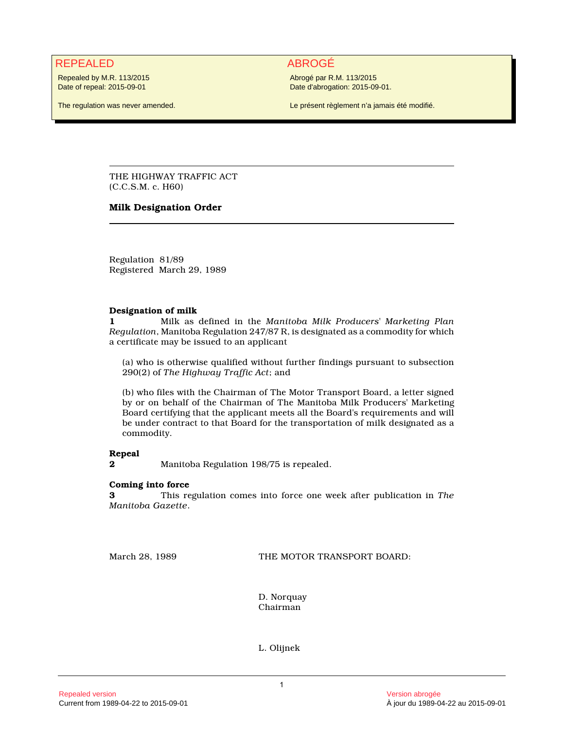**REPEALED**

Repealed by M.R. 113/2015
Date of repeal: 2015-09-01

The regulation was never amended.

**ABROGÉ**

Abrogé par R.M. 113/2015
Date d'abrogation: 2015-09-01.

Le présent règlement n'a jamais été modifié.

---

THE HIGHWAY TRAFFIC ACT
(C.C.S.M. c. H60)

## Milk Designation Order

---

Regulation 81/89
Registered March 29, 1989

**Designation of milk**

**1** Milk as defined in the *Manitoba Milk Producers' Marketing Plan Regulation*, Manitoba Regulation 247/87 R, is designated as a commodity for which a certificate may be issued to an applicant

(a) who is otherwise qualified without further findings pursuant to subsection 290(2) of *The Highway Traffic Act*; and

(b) who files with the Chairman of The Motor Transport Board, a letter signed by or on behalf of the Chairman of The Manitoba Milk Producers' Marketing Board certifying that the applicant meets all the Board's requirements and will be under contract to that Board for the transportation of milk designated as a commodity.

**Repeal**

**2** Manitoba Regulation 198/75 is repealed.

**Coming into force**

**3** This regulation comes into force one week after publication in *The Manitoba Gazette*.

March 28, 1989

THE MOTOR TRANSPORT BOARD:

D. Norquay
Chairman

L. Olijnek

Repealed version
Current from 1989-04-22 to 2015-09-01

Version abrogée
À jour du 1989-04-22 au 2015-09-01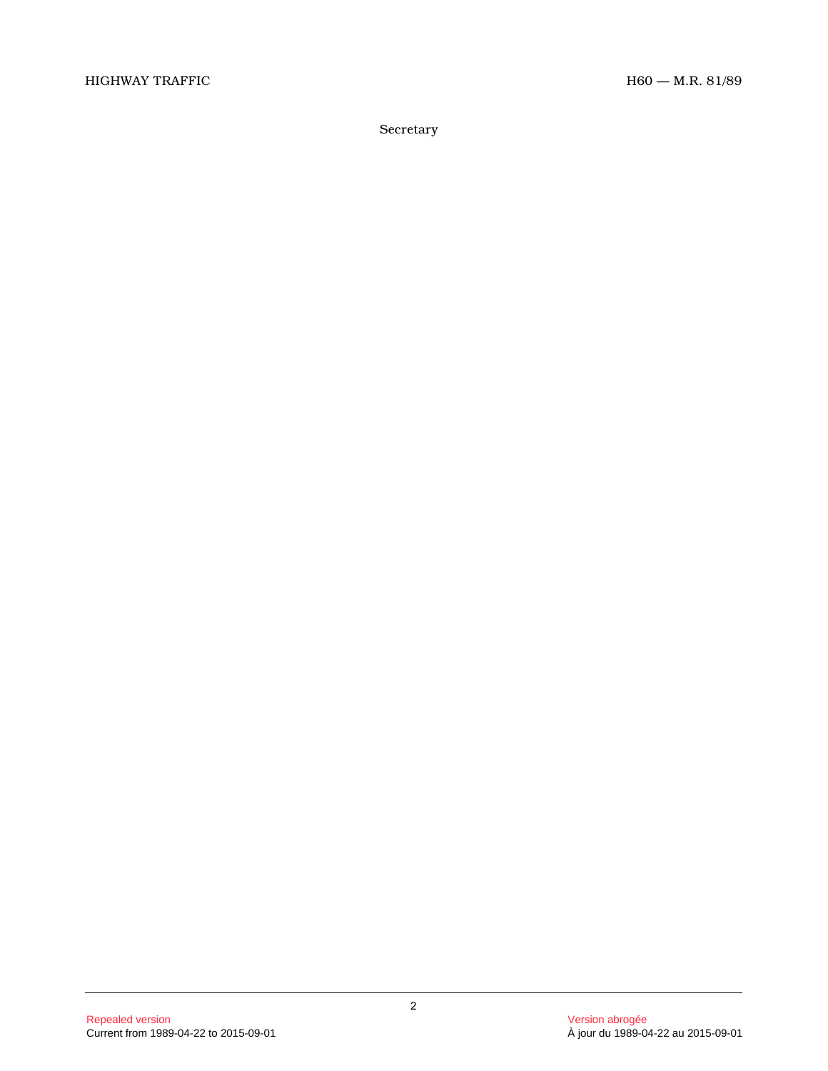Secretary